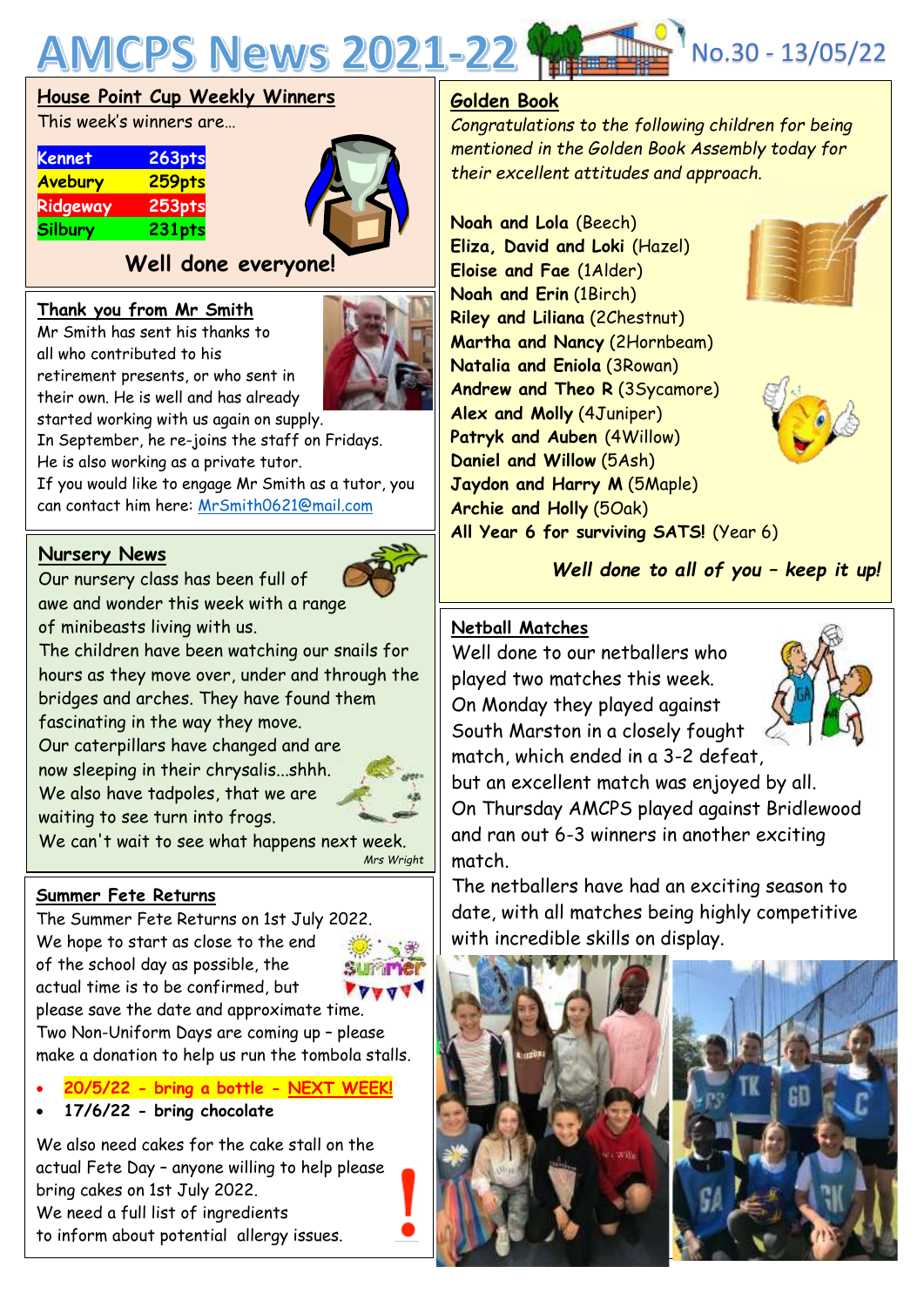# AMCPS News 2021-22

No.30 - 13/05/22

## House Point Cup Weekly Winners

This week's winners are…

| Kennet | 263pts |
|---|---|
| Avebury | 259pts |
| Ridgeway | 253pts |
| Silbury | 231pts |

**Well done everyone!**

## Thank you from Mr Smith

Mr Smith has sent his thanks to all who contributed to his retirement presents, or who sent in their own. He is well and has already started working with us again on supply.

In September, he re-joins the staff on Fridays.

He is also working as a private tutor.

If you would like to engage Mr Smith as a tutor, you can contact him here: MrSmith0621@mail.com

## Nursery News

Our nursery class has been full of awe and wonder this week with a range of minibeasts living with us.

The children have been watching our snails for hours as they move over, under and through the bridges and arches. They have found them fascinating in the way they move.

Our caterpillars have changed and are now sleeping in their chrysalis...shhh.

We also have tadpoles, that we are waiting to see turn into frogs.

We can't wait to see what happens next week.

*Mrs Wright*

## Summer Fete Returns

The Summer Fete Returns on 1st July 2022.

We hope to start as close to the end of the school day as possible, the actual time is to be confirmed, but please save the date and approximate time.

Two Non-Uniform Days are coming up – please make a donation to help us run the tombola stalls.

- **20/5/22 - bring a bottle - NEXT WEEK!**
- **17/6/22 - bring chocolate**

We also need cakes for the cake stall on the actual Fete Day – anyone willing to help please bring cakes on 1st July 2022.

We need a full list of ingredients to inform about potential allergy issues.

## Golden Book

*Congratulations to the following children for being mentioned in the Golden Book Assembly today for their excellent attitudes and approach.*

**Noah and Lola** (Beech)
**Eliza, David and Loki** (Hazel)
**Eloise and Fae** (1Alder)
**Noah and Erin** (1Birch)
**Riley and Liliana** (2Chestnut)
**Martha and Nancy** (2Hornbeam)
**Natalia and Eniola** (3Rowan)
**Andrew and Theo R** (3Sycamore)
**Alex and Molly** (4Juniper)
**Patryk and Auben** (4Willow)
**Daniel and Willow** (5Ash)
**Jaydon and Harry M** (5Maple)
**Archie and Holly** (5Oak)
**All Year 6 for surviving SATS!** (Year 6)

***Well done to all of you – keep it up!***

## Netball Matches

Well done to our netballers who played two matches this week.

On Monday they played against South Marston in a closely fought match, which ended in a 3-2 defeat, but an excellent match was enjoyed by all.

On Thursday AMCPS played against Bridlewood and ran out 6-3 winners in another exciting match.

The netballers have had an exciting season to date, with all matches being highly competitive with incredible skills on display.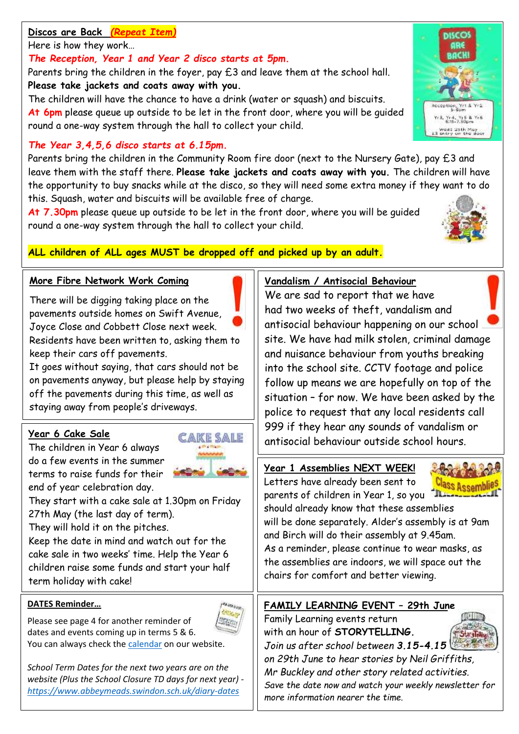## Discos are Back *(Repeat Item)*

Here is how they work…

***The Reception, Year 1 and Year 2 disco starts at 5pm.***

Parents bring the children in the foyer, pay £3 and leave them at the school hall.

**Please take jackets and coats away with you.**

The children will have the chance to have a drink (water or squash) and biscuits.

**At 6pm** please queue up outside to be let in the front door, where you will be guided round a one-way system through the hall to collect your child.

***The Year 3,4,5,6 disco starts at 6.15pm.***

Parents bring the children in the Community Room fire door (next to the Nursery Gate), pay £3 and leave them with the staff there. **Please take jackets and coats away with you.** The children will have the opportunity to buy snacks while at the disco, so they will need some extra money if they want to do this. Squash, water and biscuits will be available free of charge.

**At 7.30pm** please queue up outside to be let in the front door, where you will be guided round a one-way system through the hall to collect your child.

**ALL children of ALL ages MUST be dropped off and picked up by an adult.**

## More Fibre Network Work Coming

There will be digging taking place on the pavements outside homes on Swift Avenue, Joyce Close and Cobbett Close next week.

Residents have been written to, asking them to keep their cars off pavements.

It goes without saying, that cars should not be on pavements anyway, but please help by staying off the pavements during this time, as well as staying away from people's driveways.

## Year 6 Cake Sale

The children in Year 6 always do a few events in the summer terms to raise funds for their end of year celebration day.

They start with a cake sale at 1.30pm on Friday 27th May (the last day of term).

They will hold it on the pitches.

Keep the date in mind and watch out for the cake sale in two weeks' time. Help the Year 6 children raise some funds and start your half term holiday with cake!

## DATES Reminder…

Please see page 4 for another reminder of dates and events coming up in terms 5 & 6.

You can always check the calendar on our website.

*School Term Dates for the next two years are on the website (Plus the School Closure TD days for next year) - https://www.abbeymeads.swindon.sch.uk/diary-dates*

## Vandalism / Antisocial Behaviour

We are sad to report that we have had two weeks of theft, vandalism and antisocial behaviour happening on our school site. We have had milk stolen, criminal damage and nuisance behaviour from youths breaking into the school site. CCTV footage and police follow up means we are hopefully on top of the situation – for now. We have been asked by the police to request that any local residents call 999 if they hear any sounds of vandalism or antisocial behaviour outside school hours.

## Year 1 Assemblies NEXT WEEK!

Letters have already been sent to parents of children in Year 1, so you should already know that these assemblies will be done separately. Alder's assembly is at 9am and Birch will do their assembly at 9.45am.

As a reminder, please continue to wear masks, as the assemblies are indoors, we will space out the chairs for comfort and better viewing.

## FAMILY LEARNING EVENT – 29th June

Family Learning events return with an hour of **STORYTELLING.**

*Join us after school between **3.15-4.15** on 29th June to hear stories by Neil Griffiths, Mr Buckley and other story related activities.*

*Save the date now and watch your weekly newsletter for more information nearer the time.*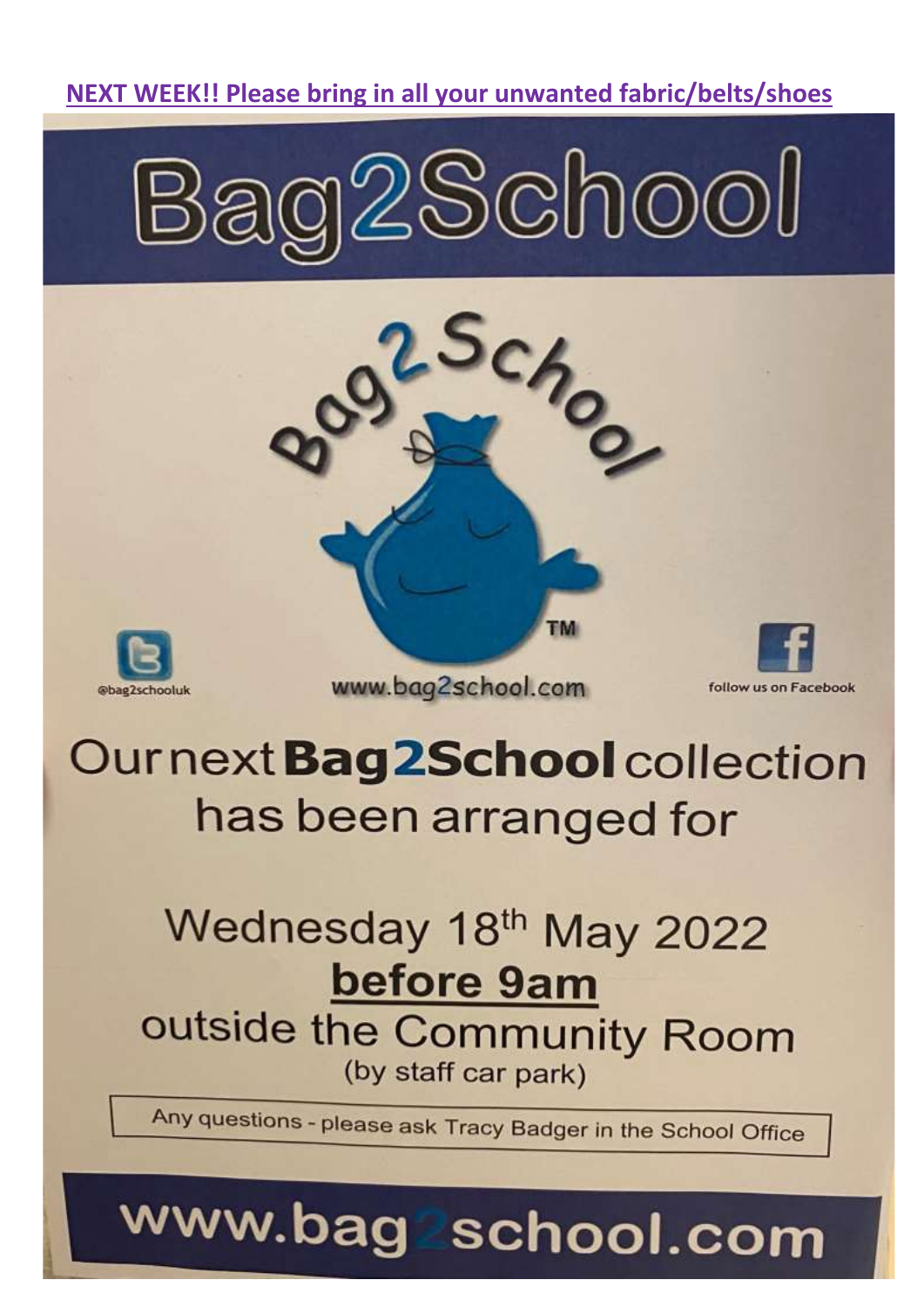**NEXT WEEK!! Please bring in all your unwanted fabric/belts/shoes**

# Bag2School

Bag2School™

@bag2schooluk

www.bag2school.com

follow us on Facebook

## Our next **Bag2School** collection has been arranged for

## Wednesday 18th May 2022

## **before 9am**

## outside the Community Room

(by staff car park)

Any questions - please ask Tracy Badger in the School Office

# www.bag2school.com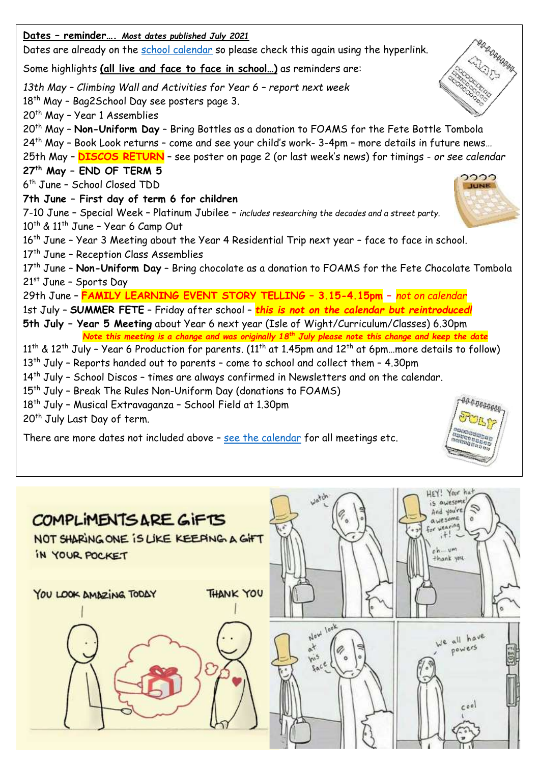**Dates – reminder…. *Most dates published July 2021***

Dates are already on the school calendar so please check this again using the hyperlink.

Some highlights **(all live and face to face in school…)** as reminders are:

*13th May – Climbing Wall and Activities for Year 6 – report next week*
18th May – Bag2School Day see posters page 3.
20th May – Year 1 Assemblies
20th May – **Non-Uniform Day** – Bring Bottles as a donation to FOAMS for the Fete Bottle Tombola
24th May – Book Look returns – come and see your child's work- 3-4pm – more details in future news…
25th May – **DISCOS RETURN** – see poster on page 2 (or last week's news) for timings - *or see calendar*
**27th May – END OF TERM 5**
6th June – School Closed TDD
**7th June – First day of term 6 for children**
7-10 June – Special Week – Platinum Jubilee – *includes researching the decades and a street party.*
10th & 11th June – Year 6 Camp Out
16th June – Year 3 Meeting about the Year 4 Residential Trip next year – face to face in school.
17th June – Reception Class Assemblies
17th June – **Non-Uniform Day** – Bring chocolate as a donation to FOAMS for the Fete Chocolate Tombola
21st June – Sports Day
29th June – **FAMILY LEARNING EVENT STORY TELLING – 3.15-4.15pm** – *not on calendar*
1st July – **SUMMER FETE** – Friday after school – ***this is not on the calendar but reintroduced!***
**5th July – Year 5 Meeting** about Year 6 next year (Isle of Wight/Curriculum/Classes) 6.30pm
***Note this meeting is a change and was originally 18th July please note this change and keep the date***
11th & 12th July – Year 6 Production for parents. (11th at 1.45pm and 12th at 6pm…more details to follow)
13th July – Reports handed out to parents – come to school and collect them – 4.30pm
14th July – School Discos – times are always confirmed in Newsletters and on the calendar.
15th July – Break The Rules Non-Uniform Day (donations to FOAMS)
18th July – Musical Extravaganza – School Field at 1.30pm
20th July Last Day of term.

There are more dates not included above – see the calendar for all meetings etc.